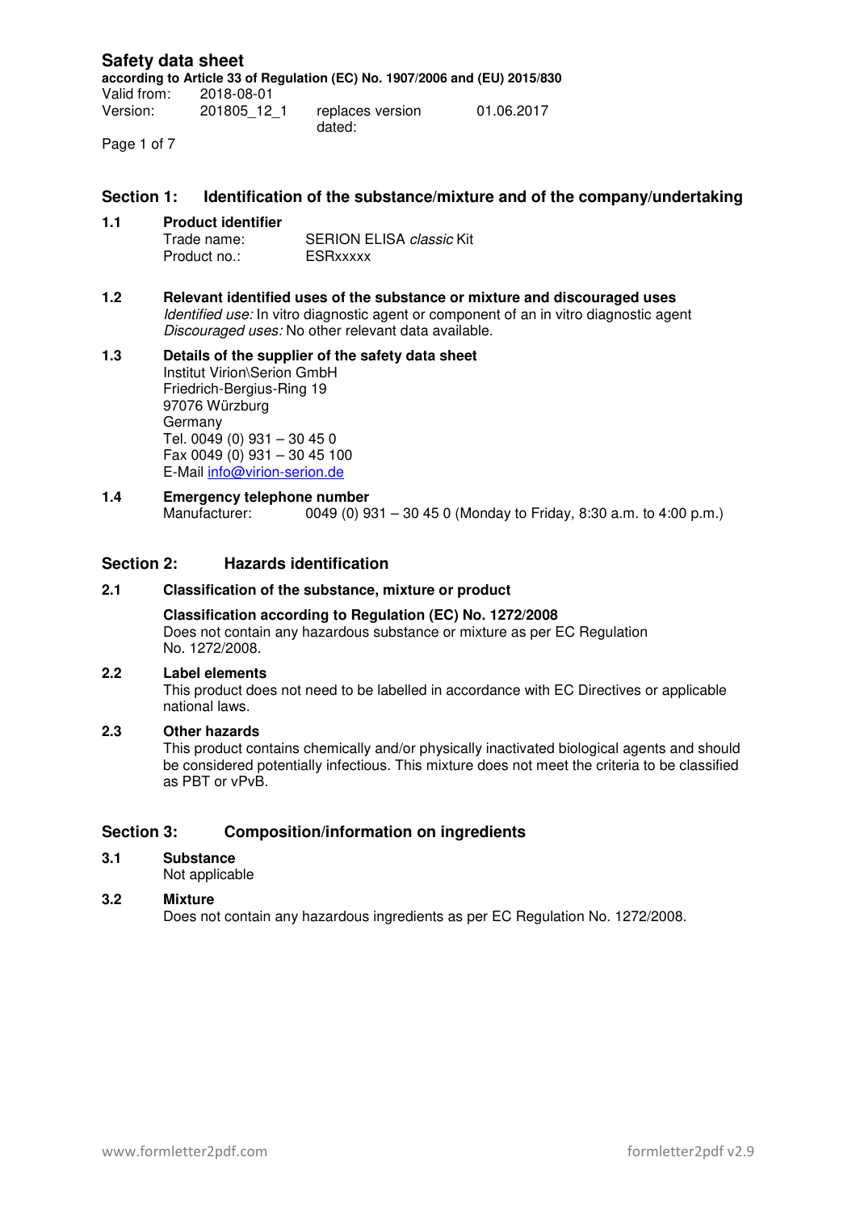# Safety data sheet

**according to Article 33 of Regulation (EC) No. 1907/2006 and (EU) 2015/830**

| | | | |
|---|---|---|---|
| Valid from: | 2018-08-01 | | |
| Version: | 201805_12_1 | replaces version dated: | 01.06.2017 |

## Section 1: Identification of the substance/mixture and of the company/undertaking

### 1.1 Product identifier

Trade name: SERION ELISA *classic* Kit
Product no.: ESRxxxxx

### 1.2 Relevant identified uses of the substance or mixture and discouraged uses

*Identified use:* In vitro diagnostic agent or component of an in vitro diagnostic agent
*Discouraged uses:* No other relevant data available.

### 1.3 Details of the supplier of the safety data sheet

Institut Virion\Serion GmbH
Friedrich-Bergius-Ring 19
97076 Würzburg
Germany
Tel. 0049 (0) 931 – 30 45 0
Fax 0049 (0) 931 – 30 45 100
E-Mail info@virion-serion.de

### 1.4 Emergency telephone number

Manufacturer: 0049 (0) 931 – 30 45 0 (Monday to Friday, 8:30 a.m. to 4:00 p.m.)

## Section 2: Hazards identification

### 2.1 Classification of the substance, mixture or product

**Classification according to Regulation (EC) No. 1272/2008**
Does not contain any hazardous substance or mixture as per EC Regulation No. 1272/2008.

### 2.2 Label elements

This product does not need to be labelled in accordance with EC Directives or applicable national laws.

### 2.3 Other hazards

This product contains chemically and/or physically inactivated biological agents and should be considered potentially infectious. This mixture does not meet the criteria to be classified as PBT or vPvB.

## Section 3: Composition/information on ingredients

### 3.1 Substance

Not applicable

### 3.2 Mixture

Does not contain any hazardous ingredients as per EC Regulation No. 1272/2008.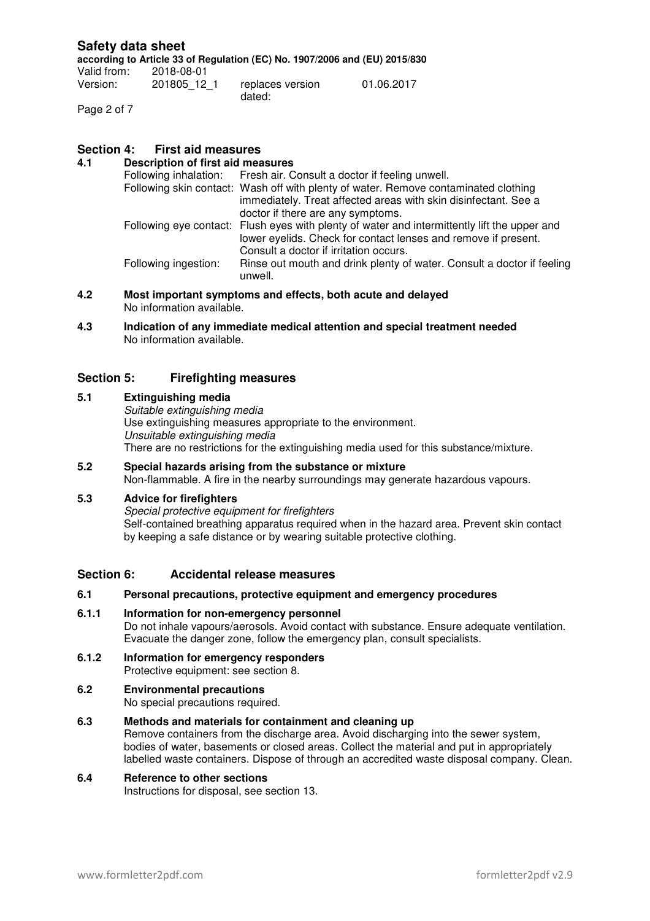## Section 4: First aid measures

### 4.1 Description of first aid measures

| | |
|---|---|
| Following inhalation: | Fresh air. Consult a doctor if feeling unwell. |
| Following skin contact: | Wash off with plenty of water. Remove contaminated clothing immediately. Treat affected areas with skin disinfectant. See a doctor if there are any symptoms. |
| Following eye contact: | Flush eyes with plenty of water and intermittently lift the upper and lower eyelids. Check for contact lenses and remove if present. Consult a doctor if irritation occurs. |
| Following ingestion: | Rinse out mouth and drink plenty of water. Consult a doctor if feeling unwell. |

### 4.2 Most important symptoms and effects, both acute and delayed

No information available.

### 4.3 Indication of any immediate medical attention and special treatment needed

No information available.

## Section 5: Firefighting measures

### 5.1 Extinguishing media

*Suitable extinguishing media*

Use extinguishing measures appropriate to the environment.

*Unsuitable extinguishing media*

There are no restrictions for the extinguishing media used for this substance/mixture.

### 5.2 Special hazards arising from the substance or mixture

Non-flammable. A fire in the nearby surroundings may generate hazardous vapours.

### 5.3 Advice for firefighters

*Special protective equipment for firefighters*

Self-contained breathing apparatus required when in the hazard area. Prevent skin contact by keeping a safe distance or by wearing suitable protective clothing.

## Section 6: Accidental release measures

### 6.1 Personal precautions, protective equipment and emergency procedures

#### 6.1.1 Information for non-emergency personnel

Do not inhale vapours/aerosols. Avoid contact with substance. Ensure adequate ventilation. Evacuate the danger zone, follow the emergency plan, consult specialists.

#### 6.1.2 Information for emergency responders

Protective equipment: see section 8.

### 6.2 Environmental precautions

No special precautions required.

### 6.3 Methods and materials for containment and cleaning up

Remove containers from the discharge area. Avoid discharging into the sewer system, bodies of water, basements or closed areas. Collect the material and put in appropriately labelled waste containers. Dispose of through an accredited waste disposal company. Clean.

### 6.4 Reference to other sections

Instructions for disposal, see section 13.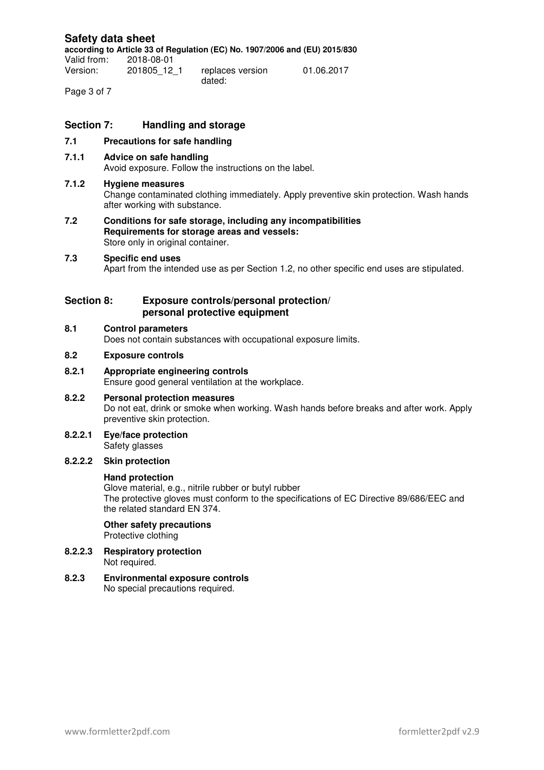## Section 7: Handling and storage

### 7.1 Precautions for safe handling

#### 7.1.1 Advice on safe handling

Avoid exposure. Follow the instructions on the label.

#### 7.1.2 Hygiene measures

Change contaminated clothing immediately. Apply preventive skin protection. Wash hands after working with substance.

### 7.2 Conditions for safe storage, including any incompatibilities

**Requirements for storage areas and vessels:**

Store only in original container.

### 7.3 Specific end uses

Apart from the intended use as per Section 1.2, no other specific end uses are stipulated.

## Section 8: Exposure controls/personal protection/ personal protective equipment

### 8.1 Control parameters

Does not contain substances with occupational exposure limits.

### 8.2 Exposure controls

#### 8.2.1 Appropriate engineering controls

Ensure good general ventilation at the workplace.

#### 8.2.2 Personal protection measures

Do not eat, drink or smoke when working. Wash hands before breaks and after work. Apply preventive skin protection.

##### 8.2.2.1 Eye/face protection

Safety glasses

##### 8.2.2.2 Skin protection

**Hand protection**

Glove material, e.g., nitrile rubber or butyl rubber
The protective gloves must conform to the specifications of EC Directive 89/686/EEC and the related standard EN 374.

**Other safety precautions**

Protective clothing

##### 8.2.2.3 Respiratory protection

Not required.

#### 8.2.3 Environmental exposure controls

No special precautions required.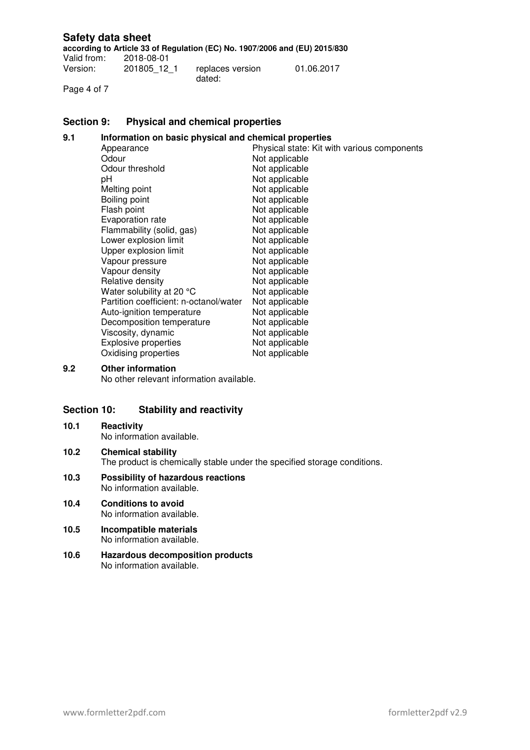## Section 9: Physical and chemical properties

### 9.1 Information on basic physical and chemical properties

| Property | Value |
|---|---|
| Appearance | Physical state: Kit with various components |
| Odour | Not applicable |
| Odour threshold | Not applicable |
| pH | Not applicable |
| Melting point | Not applicable |
| Boiling point | Not applicable |
| Flash point | Not applicable |
| Evaporation rate | Not applicable |
| Flammability (solid, gas) | Not applicable |
| Lower explosion limit | Not applicable |
| Upper explosion limit | Not applicable |
| Vapour pressure | Not applicable |
| Vapour density | Not applicable |
| Relative density | Not applicable |
| Water solubility at 20 °C | Not applicable |
| Partition coefficient: n-octanol/water | Not applicable |
| Auto-ignition temperature | Not applicable |
| Decomposition temperature | Not applicable |
| Viscosity, dynamic | Not applicable |
| Explosive properties | Not applicable |
| Oxidising properties | Not applicable |

### 9.2 Other information

No other relevant information available.

## Section 10: Stability and reactivity

### 10.1 Reactivity

No information available.

### 10.2 Chemical stability

The product is chemically stable under the specified storage conditions.

### 10.3 Possibility of hazardous reactions

No information available.

### 10.4 Conditions to avoid

No information available.

### 10.5 Incompatible materials

No information available.

### 10.6 Hazardous decomposition products

No information available.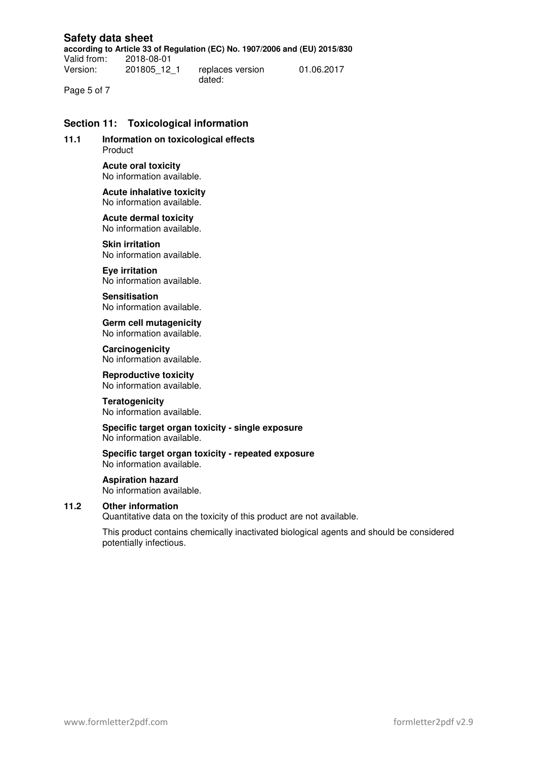## Section 11: Toxicological information

### 11.1 Information on toxicological effects

Product

**Acute oral toxicity**
No information available.

**Acute inhalative toxicity**
No information available.

**Acute dermal toxicity**
No information available.

**Skin irritation**
No information available.

**Eye irritation**
No information available.

**Sensitisation**
No information available.

**Germ cell mutagenicity**
No information available.

**Carcinogenicity**
No information available.

**Reproductive toxicity**
No information available.

**Teratogenicity**
No information available.

**Specific target organ toxicity - single exposure**
No information available.

**Specific target organ toxicity - repeated exposure**
No information available.

**Aspiration hazard**
No information available.

### 11.2 Other information

Quantitative data on the toxicity of this product are not available.

This product contains chemically inactivated biological agents and should be considered potentially infectious.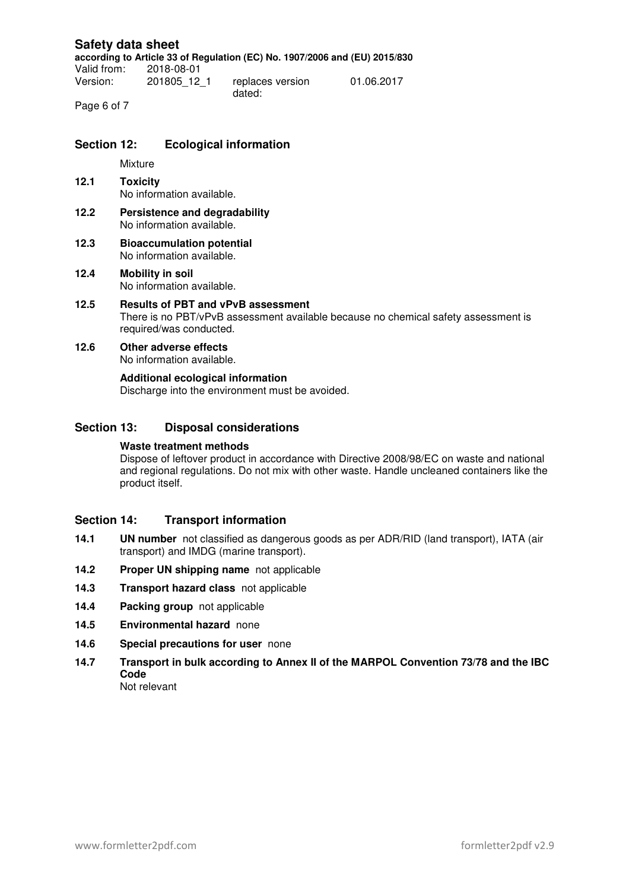## Section 12: Ecological information

Mixture

**12.1 Toxicity**
No information available.

**12.2 Persistence and degradability**
No information available.

**12.3 Bioaccumulation potential**
No information available.

**12.4 Mobility in soil**
No information available.

**12.5 Results of PBT and vPvB assessment**
There is no PBT/vPvB assessment available because no chemical safety assessment is required/was conducted.

**12.6 Other adverse effects**
No information available.

**Additional ecological information**
Discharge into the environment must be avoided.

## Section 13: Disposal considerations

**Waste treatment methods**
Dispose of leftover product in accordance with Directive 2008/98/EC on waste and national and regional regulations. Do not mix with other waste. Handle uncleaned containers like the product itself.

## Section 14: Transport information

**14.1 UN number** not classified as dangerous goods as per ADR/RID (land transport), IATA (air transport) and IMDG (marine transport).

**14.2 Proper UN shipping name** not applicable

**14.3 Transport hazard class** not applicable

**14.4 Packing group** not applicable

**14.5 Environmental hazard** none

**14.6 Special precautions for user** none

**14.7 Transport in bulk according to Annex II of the MARPOL Convention 73/78 and the IBC Code**
Not relevant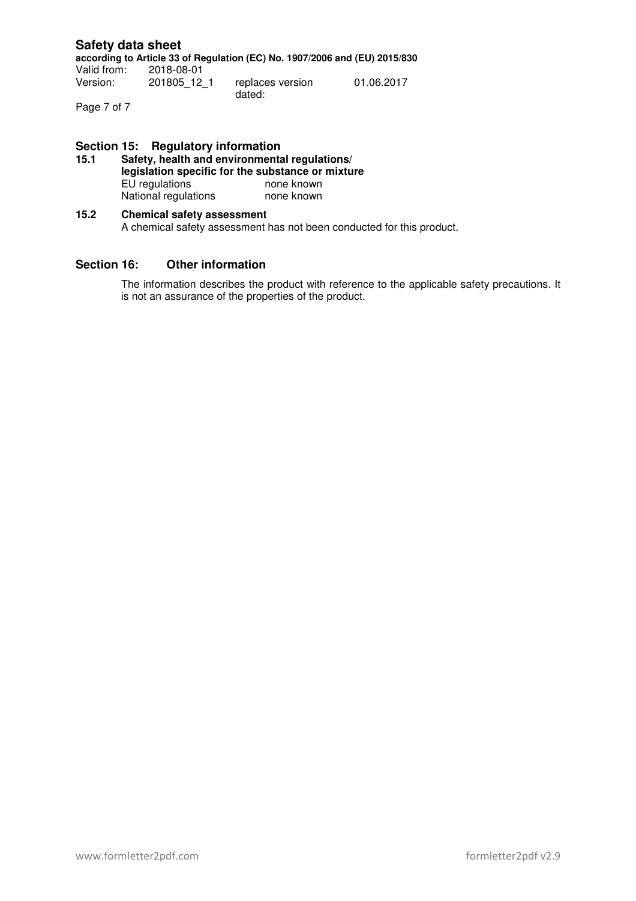## Section 15: Regulatory information

**15.1 Safety, health and environmental regulations/ legislation specific for the substance or mixture**

| | |
|---|---|
| EU regulations | none known |
| National regulations | none known |

**15.2 Chemical safety assessment**

A chemical safety assessment has not been conducted for this product.

## Section 16: Other information

The information describes the product with reference to the applicable safety precautions. It is not an assurance of the properties of the product.